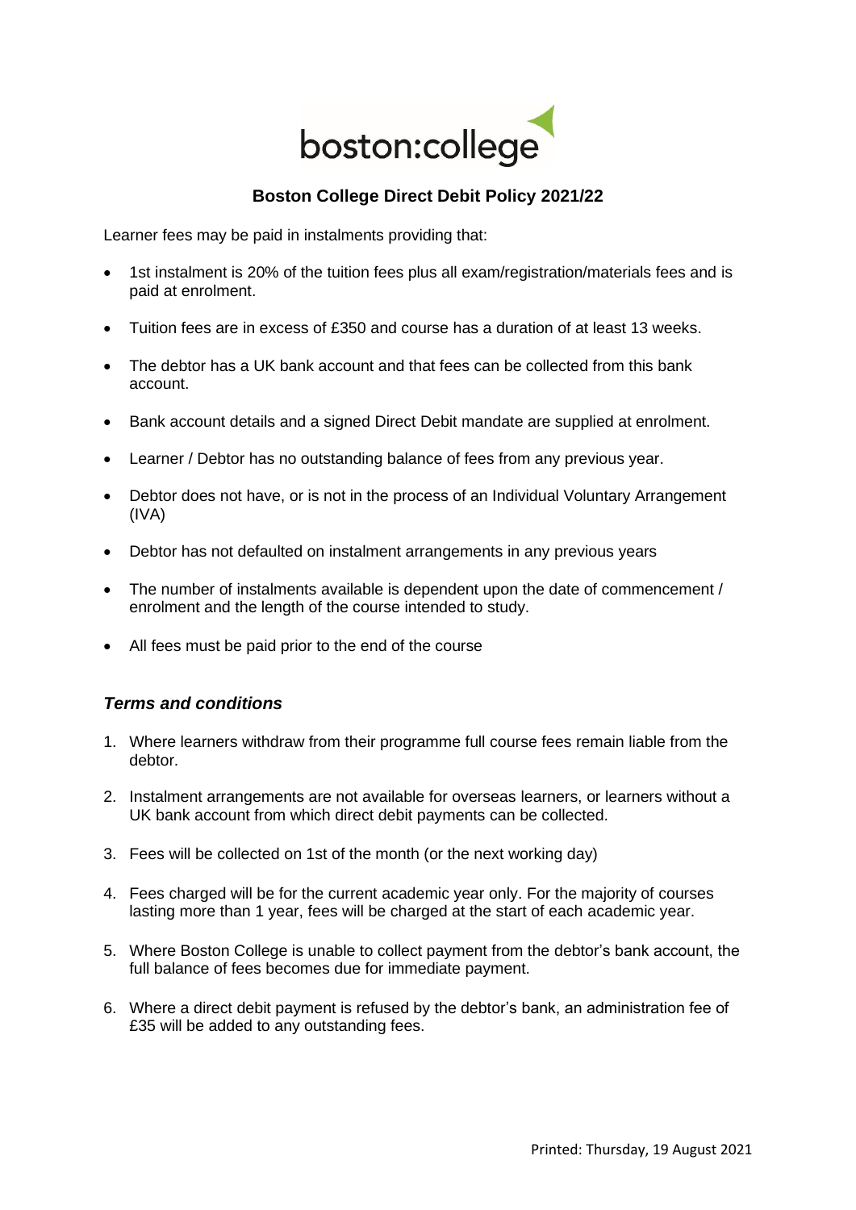boston:college

## Boston College Direct Debit Policy 2021/22

Learner fees may be paid in instalments providing that:

- 1st instalment is 20% of the tuition fees plus all exam/registration/materials fees and is paid at enrolment.
- Tuition fees are in excess of £350 and course has a duration of at least 13 weeks.
- The debtor has a UK bank account and that fees can be collected from this bank account.
- Bank account details and a signed Direct Debit mandate are supplied at enrolment.
- Learner / Debtor has no outstanding balance of fees from any previous year.
- Debtor does not have, or is not in the process of an Individual Voluntary Arrangement (IVA)
- Debtor has not defaulted on instalment arrangements in any previous years
- The number of instalments available is dependent upon the date of commencement / enrolment and the length of the course intended to study.
- All fees must be paid prior to the end of the course

### *Terms and conditions*

1. Where learners withdraw from their programme full course fees remain liable from the debtor.
2. Instalment arrangements are not available for overseas learners, or learners without a UK bank account from which direct debit payments can be collected.
3. Fees will be collected on 1st of the month (or the next working day)
4. Fees charged will be for the current academic year only. For the majority of courses lasting more than 1 year, fees will be charged at the start of each academic year.
5. Where Boston College is unable to collect payment from the debtor's bank account, the full balance of fees becomes due for immediate payment.
6. Where a direct debit payment is refused by the debtor's bank, an administration fee of £35 will be added to any outstanding fees.

Printed: Thursday, 19 August 2021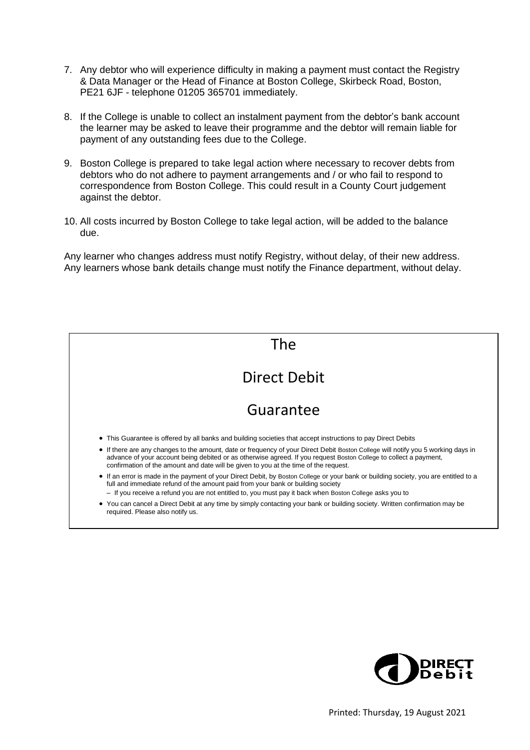7. Any debtor who will experience difficulty in making a payment must contact the Registry & Data Manager or the Head of Finance at Boston College, Skirbeck Road, Boston, PE21 6JF - telephone 01205 365701 immediately.

8. If the College is unable to collect an instalment payment from the debtor's bank account the learner may be asked to leave their programme and the debtor will remain liable for payment of any outstanding fees due to the College.

9. Boston College is prepared to take legal action where necessary to recover debts from debtors who do not adhere to payment arrangements and / or who fail to respond to correspondence from Boston College. This could result in a County Court judgement against the debtor.

10. All costs incurred by Boston College to take legal action, will be added to the balance due.

Any learner who changes address must notify Registry, without delay, of their new address. Any learners whose bank details change must notify the Finance department, without delay.

## The Direct Debit Guarantee

- This Guarantee is offered by all banks and building societies that accept instructions to pay Direct Debits
- If there are any changes to the amount, date or frequency of your Direct Debit Boston College will notify you 5 working days in advance of your account being debited or as otherwise agreed. If you request Boston College to collect a payment, confirmation of the amount and date will be given to you at the time of the request.
- If an error is made in the payment of your Direct Debit, by Boston College or your bank or building society, you are entitled to a full and immediate refund of the amount paid from your bank or building society
  - If you receive a refund you are not entitled to, you must pay it back when Boston College asks you to
- You can cancel a Direct Debit at any time by simply contacting your bank or building society. Written confirmation may be required. Please also notify us.

DIRECT Debit

Printed: Thursday, 19 August 2021